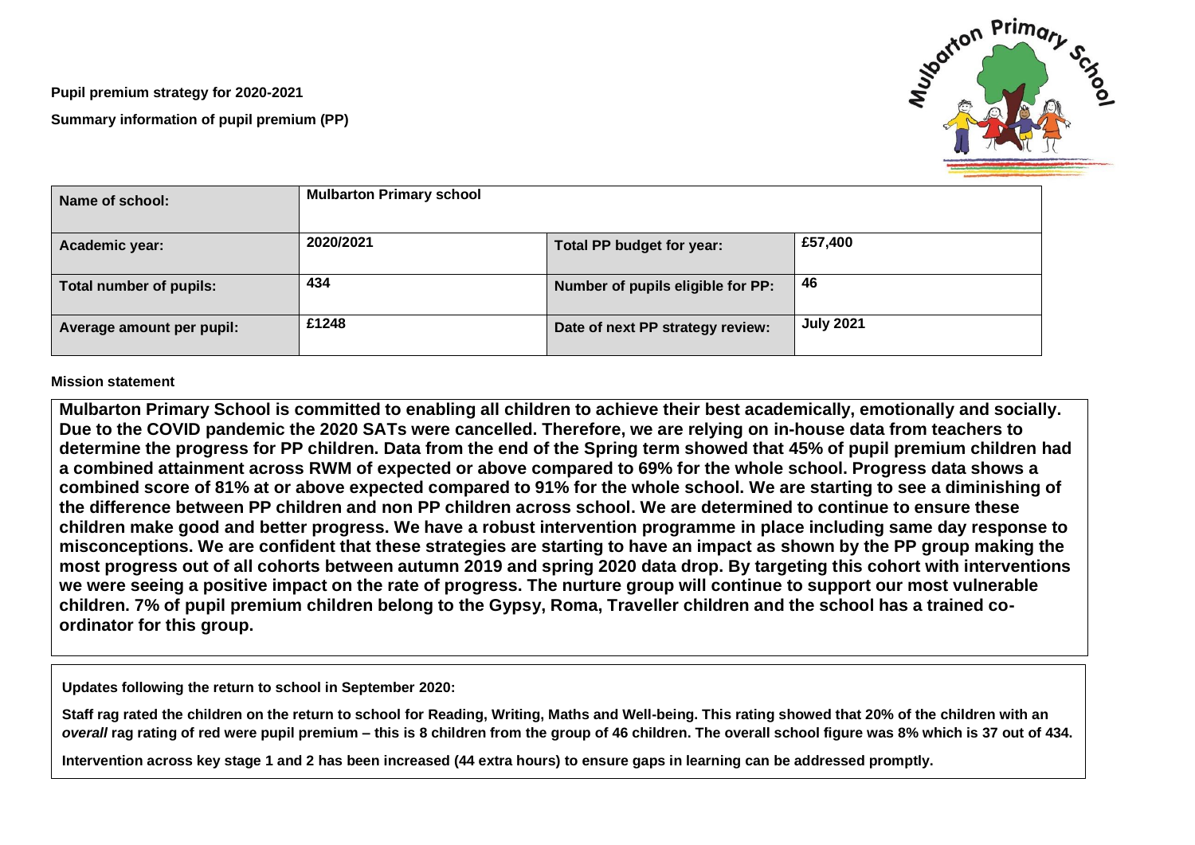**Pupil premium strategy for 2020-2021**

**Summary information of pupil premium (PP)**

| Name of school: | Mulbarton Primary school | | |
|---|---|---|---|
| Academic year: | 2020/2021 | Total PP budget for year: | £57,400 |
| Total number of pupils: | 434 | Number of pupils eligible for PP: | 46 |
| Average amount per pupil: | £1248 | Date of next PP strategy review: | July 2021 |

**Mission statement**

**Mulbarton Primary School is committed to enabling all children to achieve their best academically, emotionally and socially. Due to the COVID pandemic the 2020 SATs were cancelled. Therefore, we are relying on in-house data from teachers to determine the progress for PP children. Data from the end of the Spring term showed that 45% of pupil premium children had a combined attainment across RWM of expected or above compared to 69% for the whole school. Progress data shows a combined score of 81% at or above expected compared to 91% for the whole school. We are starting to see a diminishing of the difference between PP children and non PP children across school. We are determined to continue to ensure these children make good and better progress. We have a robust intervention programme in place including same day response to misconceptions. We are confident that these strategies are starting to have an impact as shown by the PP group making the most progress out of all cohorts between autumn 2019 and spring 2020 data drop. By targeting this cohort with interventions we were seeing a positive impact on the rate of progress. The nurture group will continue to support our most vulnerable children. 7% of pupil premium children belong to the Gypsy, Roma, Traveller children and the school has a trained co-ordinator for this group.**

**Updates following the return to school in September 2020:**

**Staff rag rated the children on the return to school for Reading, Writing, Maths and Well-being. This rating showed that 20% of the children with an *overall* rag rating of red were pupil premium – this is 8 children from the group of 46 children. The overall school figure was 8% which is 37 out of 434.**

**Intervention across key stage 1 and 2 has been increased (44 extra hours) to ensure gaps in learning can be addressed promptly.**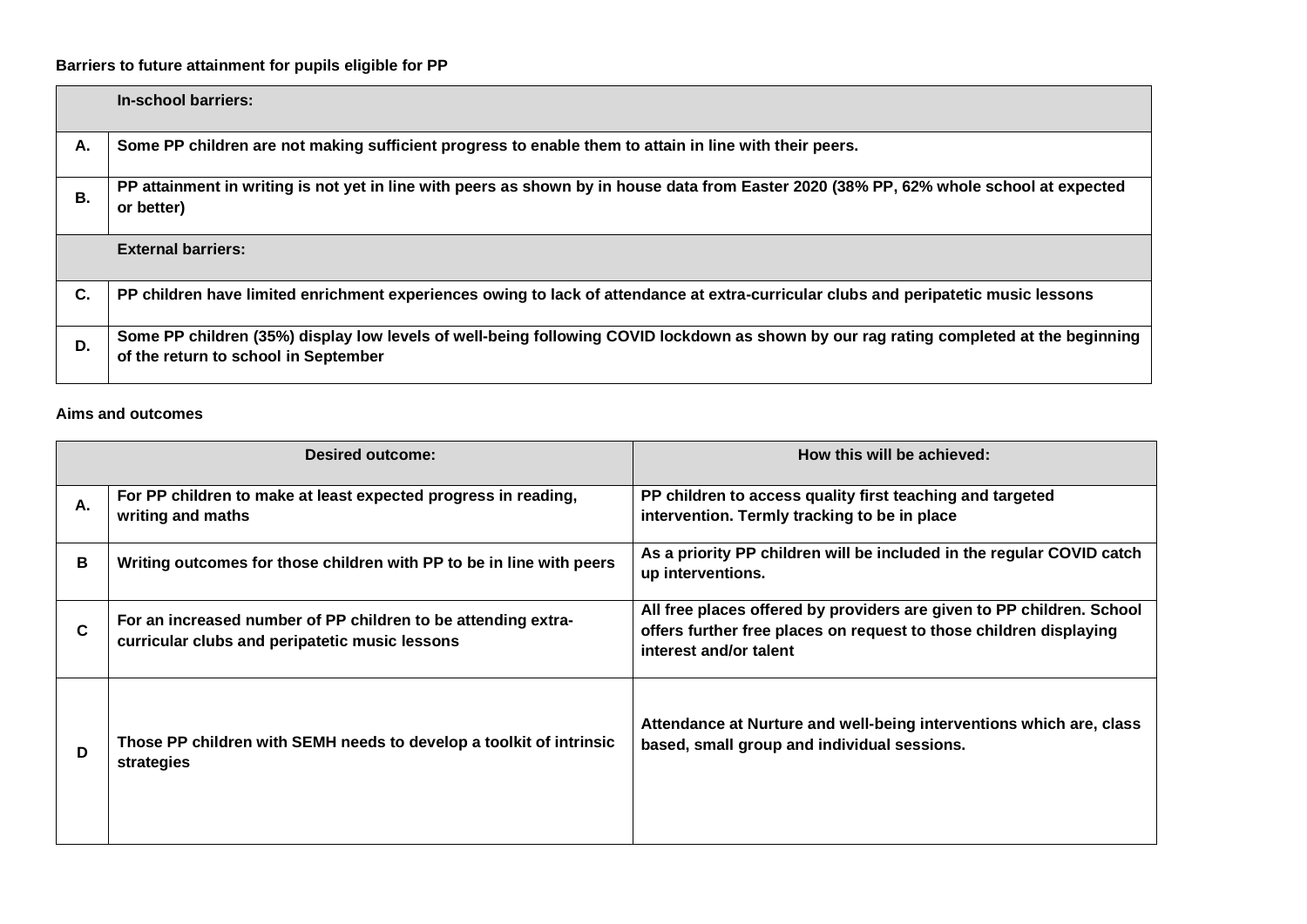**Barriers to future attainment for pupils eligible for PP**

| | In-school barriers: |
|---|---|
| **A.** | **Some PP children are not making sufficient progress to enable them to attain in line with their peers.** |
| **B.** | **PP attainment in writing is not yet in line with peers as shown by in house data from Easter 2020 (38% PP, 62% whole school at expected or better)** |
| | **External barriers:** |
| **C.** | **PP children have limited enrichment experiences owing to lack of attendance at extra-curricular clubs and peripatetic music lessons** |
| **D.** | **Some PP children (35%) display low levels of well-being following COVID lockdown as shown by our rag rating completed at the beginning of the return to school in September** |

**Aims and outcomes**

| | Desired outcome: | How this will be achieved: |
|---|---|---|
| **A.** | **For PP children to make at least expected progress in reading, writing and maths** | **PP children to access quality first teaching and targeted intervention. Termly tracking to be in place** |
| **B** | **Writing outcomes for those children with PP to be in line with peers** | **As a priority PP children will be included in the regular COVID catch up interventions.** |
| **C** | **For an increased number of PP children to be attending extra-curricular clubs and peripatetic music lessons** | **All free places offered by providers are given to PP children. School offers further free places on request to those children displaying interest and/or talent** |
| **D** | **Those PP children with SEMH needs to develop a toolkit of intrinsic strategies** | **Attendance at Nurture and well-being interventions which are, class based, small group and individual sessions.** |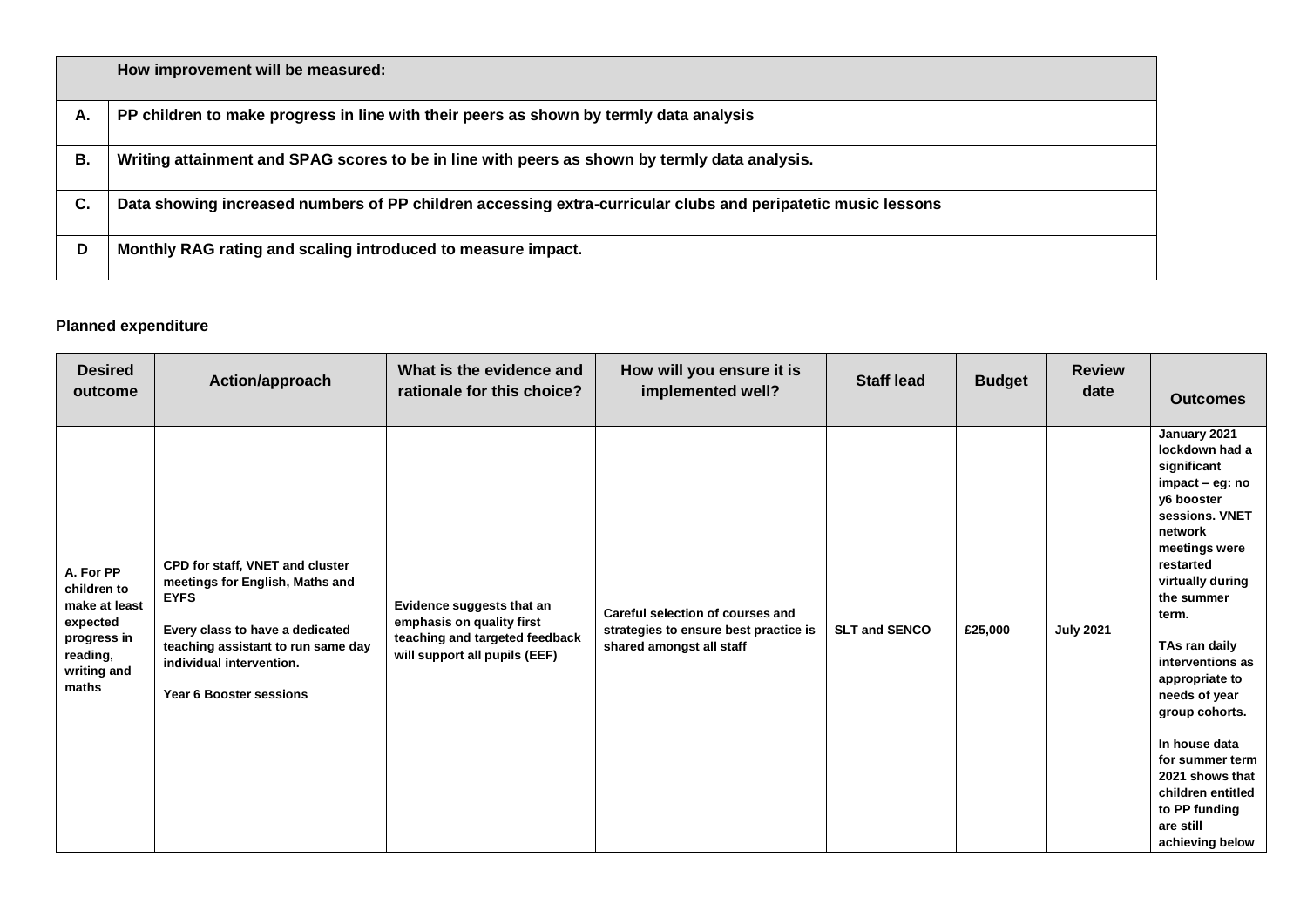| | How improvement will be measured: |
|---|---|
| **A.** | **PP children to make progress in line with their peers as shown by termly data analysis** |
| **B.** | **Writing attainment and SPAG scores to be in line with peers as shown by termly data analysis.** |
| **C.** | **Data showing increased numbers of PP children accessing extra-curricular clubs and peripatetic music lessons** |
| **D** | **Monthly RAG rating and scaling introduced to measure impact.** |

**Planned expenditure**

| Desired outcome | Action/approach | What is the evidence and rationale for this choice? | How will you ensure it is implemented well? | Staff lead | Budget | Review date | Outcomes |
|---|---|---|---|---|---|---|---|
| **A. For PP children to make at least expected progress in reading, writing and maths** | **CPD for staff, VNET and cluster meetings for English, Maths and EYFS**<br><br>**Every class to have a dedicated teaching assistant to run same day individual intervention.**<br><br>**Year 6 Booster sessions** | **Evidence suggests that an emphasis on quality first teaching and targeted feedback will support all pupils (EEF)** | **Careful selection of courses and strategies to ensure best practice is shared amongst all staff** | **SLT and SENCO** | **£25,000** | **July 2021** | **January 2021 lockdown had a significant impact – eg: no y6 booster sessions. VNET network meetings were restarted virtually during the summer term.**<br><br>**TAs ran daily interventions as appropriate to needs of year group cohorts.**<br><br>**In house data for summer term 2021 shows that children entitled to PP funding are still achieving below** |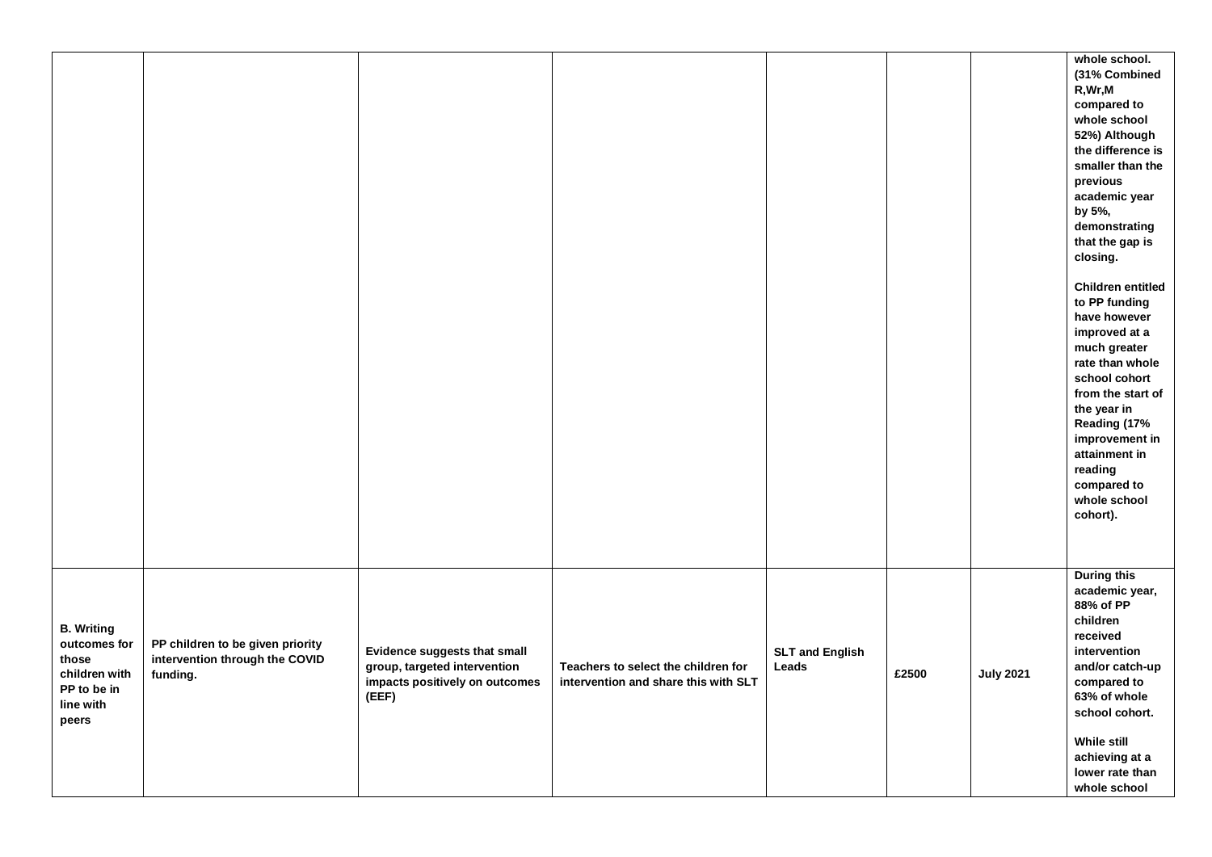| | | | | | | | |
|---|---|---|---|---|---|---|---|
| | | | | | | | **whole school. (31% Combined R,Wr,M compared to whole school 52%) Although the difference is smaller than the previous academic year by 5%, demonstrating that the gap is closing.**<br><br>**Children entitled to PP funding have however improved at a much greater rate than whole school cohort from the start of the year in Reading (17% improvement in attainment in reading compared to whole school cohort).** |
| **B. Writing outcomes for those children with PP to be in line with peers** | **PP children to be given priority intervention through the COVID funding.** | **Evidence suggests that small group, targeted intervention impacts positively on outcomes (EEF)** | **Teachers to select the children for intervention and share this with SLT** | **SLT and English Leads** | **£2500** | **July 2021** | **During this academic year, 88% of PP children received intervention and/or catch-up compared to 63% of whole school cohort.**<br><br>**While still achieving at a lower rate than whole school** |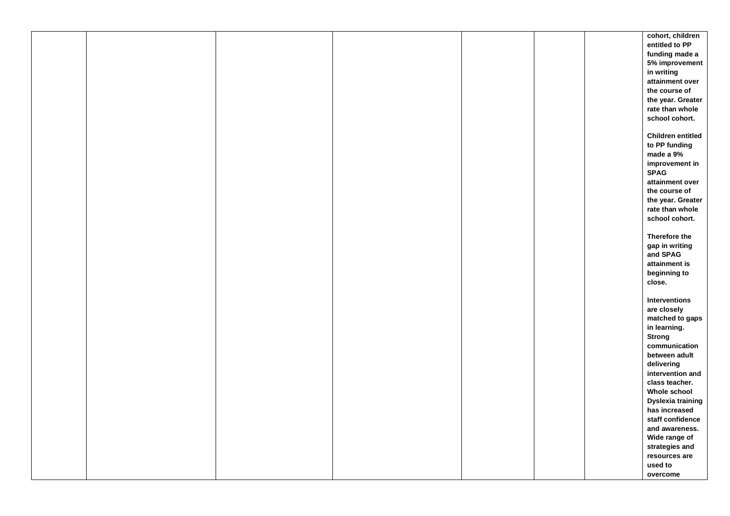| | | | | | | | |
|---|---|---|---|---|---|---|---|
| | | | | | | | **cohort, children entitled to PP funding made a 5% improvement in writing attainment over the course of the year. Greater rate than whole school cohort.**<br><br>**Children entitled to PP funding made a 9% improvement in SPAG attainment over the course of the year. Greater rate than whole school cohort.**<br><br>**Therefore the gap in writing and SPAG attainment is beginning to close.**<br><br>**Interventions are closely matched to gaps in learning. Strong communication between adult delivering intervention and class teacher. Whole school Dyslexia training has increased staff confidence and awareness. Wide range of strategies and resources are used to overcome** |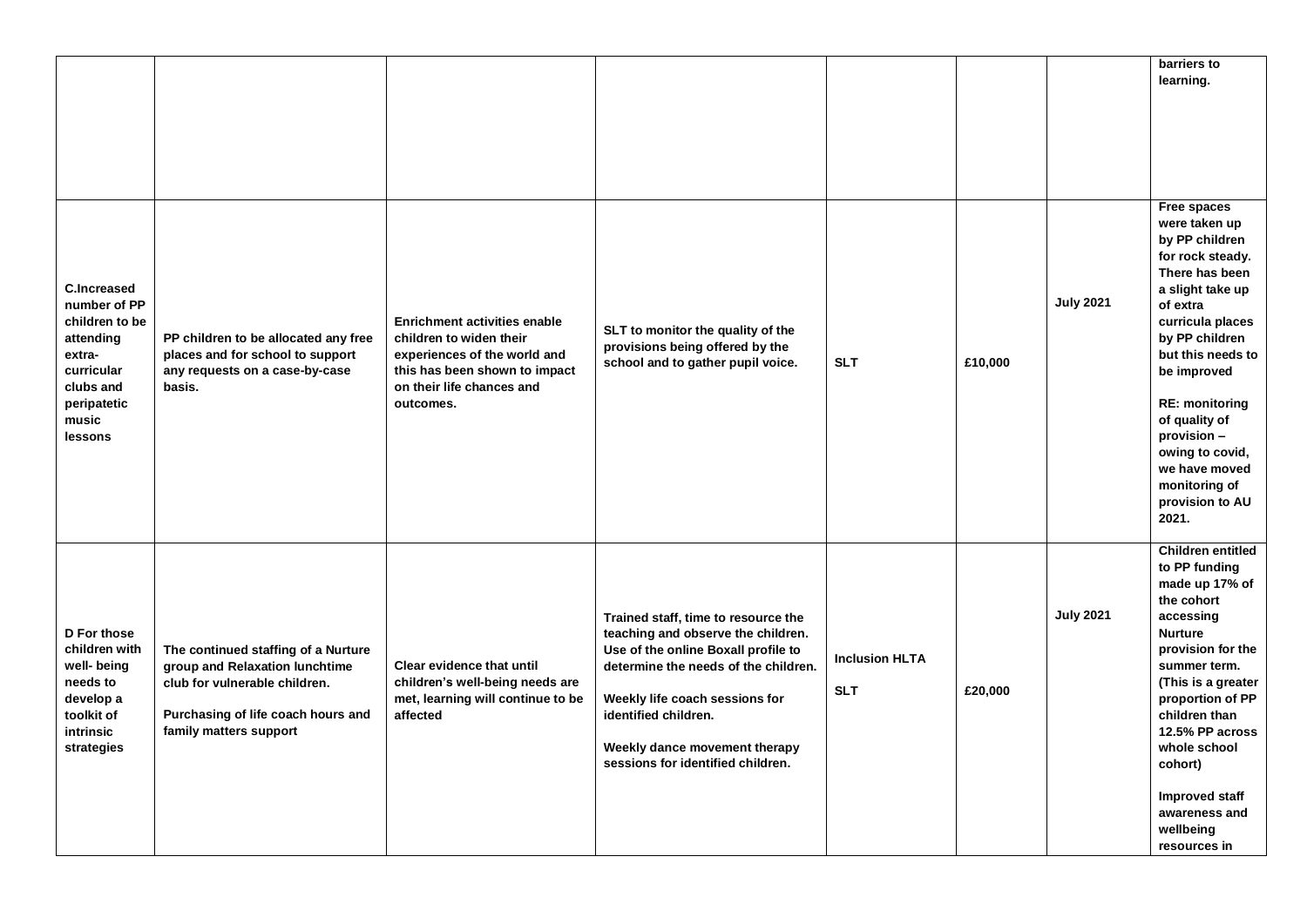| | | | | | | | |
|---|---|---|---|---|---|---|---|
| | | | | | | | **barriers to learning.** |
| **C.Increased number of PP children to be attending extra-curricular clubs and peripatetic music lessons** | **PP children to be allocated any free places and for school to support any requests on a case-by-case basis.** | **Enrichment activities enable children to widen their experiences of the world and this has been shown to impact on their life chances and outcomes.** | **SLT to monitor the quality of the provisions being offered by the school and to gather pupil voice.** | **SLT** | **£10,000** | **July 2021** | **Free spaces were taken up by PP children for rock steady. There has been a slight take up of extra curricula places by PP children but this needs to be improved**<br><br>**RE: monitoring of quality of provision – owing to covid, we have moved monitoring of provision to AU 2021.** |
| **D For those children with well- being needs to develop a toolkit of intrinsic strategies** | **The continued staffing of a Nurture group and Relaxation lunchtime club for vulnerable children.**<br><br>**Purchasing of life coach hours and family matters support** | **Clear evidence that until children's well-being needs are met, learning will continue to be affected** | **Trained staff, time to resource the teaching and observe the children. Use of the online Boxall profile to determine the needs of the children.**<br><br>**Weekly life coach sessions for identified children.**<br><br>**Weekly dance movement therapy sessions for identified children.** | **Inclusion HLTA**<br><br>**SLT** | **£20,000** | **July 2021** | **Children entitled to PP funding made up 17% of the cohort accessing Nurture provision for the summer term. (This is a greater proportion of PP children than 12.5% PP across whole school cohort)**<br><br>**Improved staff awareness and wellbeing resources in** |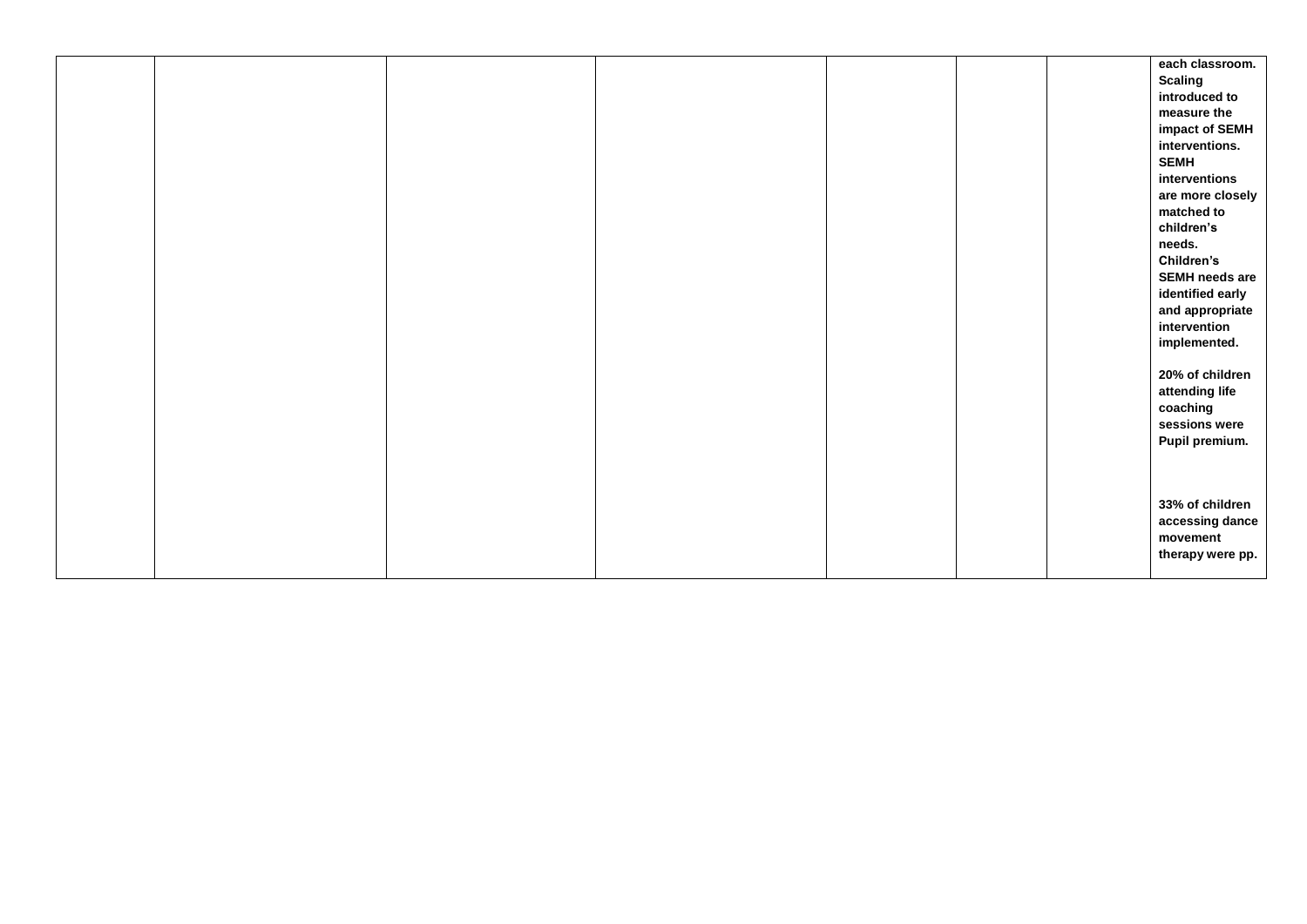| | | | | | | | |
|---|---|---|---|---|---|---|---|
| | | | | | | | **each classroom. Scaling introduced to measure the impact of SEMH interventions. SEMH interventions are more closely matched to children's needs. Children's SEMH needs are identified early and appropriate intervention implemented.**<br><br>**20% of children attending life coaching sessions were Pupil premium.**<br><br>**33% of children accessing dance movement therapy were pp.** |